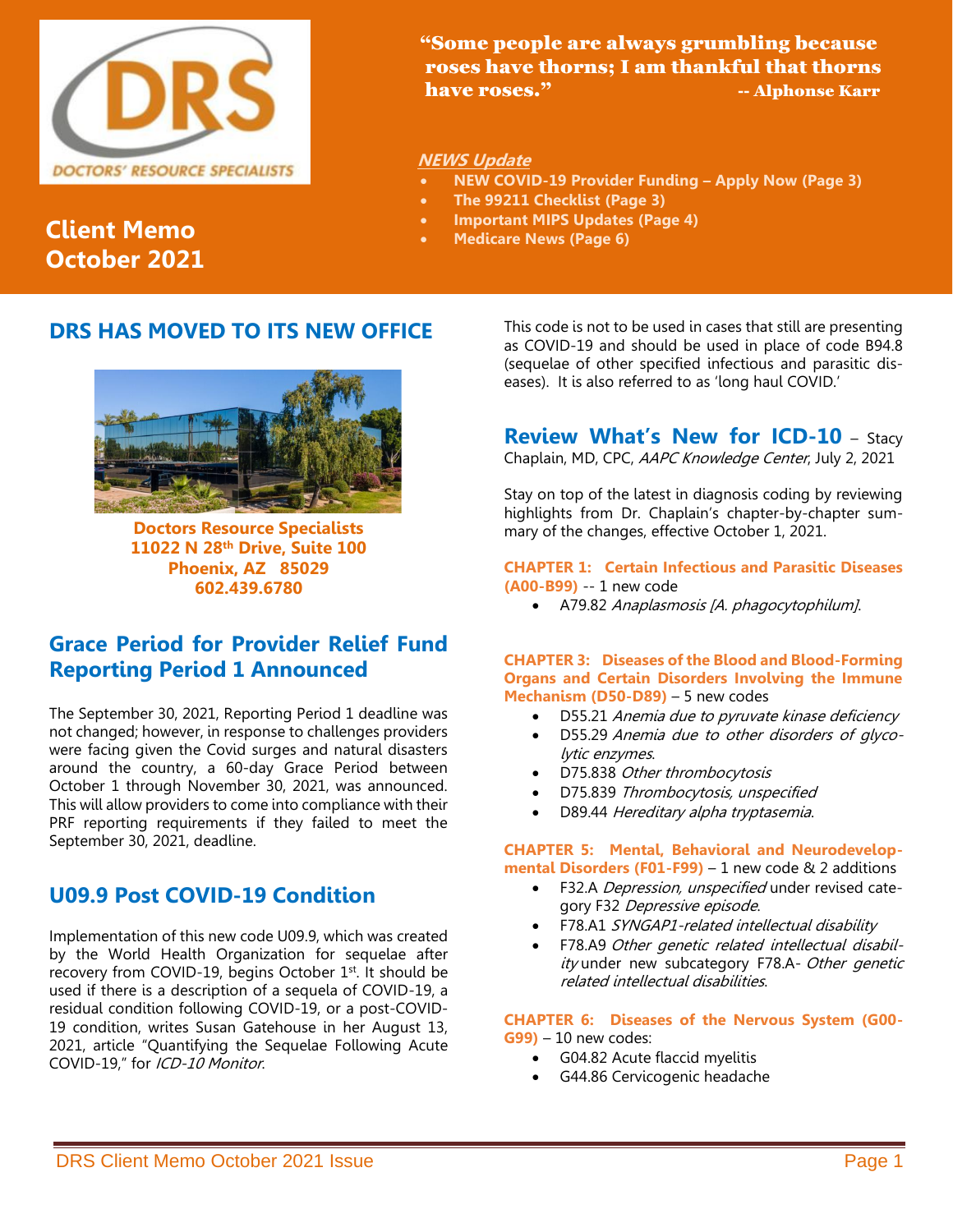**DRS**
**DOCTORS' RESOURCE SPECIALISTS**

# Client Memo
# October 2021

> **"Some people are always grumbling because roses have thorns; I am thankful that thorns have roses."** -- Alphonse Karr

***NEWS Update***

- **NEW COVID-19 Provider Funding – Apply Now (Page 3)**
- **The 99211 Checklist (Page 3)**
- **Important MIPS Updates (Page 4)**
- **Medicare News (Page 6)**

## DRS HAS MOVED TO ITS NEW OFFICE

**Doctors Resource Specialists**
**11022 N 28th Drive, Suite 100**
**Phoenix, AZ 85029**
**602.439.6780**

## Grace Period for Provider Relief Fund Reporting Period 1 Announced

The September 30, 2021, Reporting Period 1 deadline was not changed; however, in response to challenges providers were facing given the Covid surges and natural disasters around the country, a 60-day Grace Period between October 1 through November 30, 2021, was announced. This will allow providers to come into compliance with their PRF reporting requirements if they failed to meet the September 30, 2021, deadline.

## U09.9 Post COVID-19 Condition

Implementation of this new code U09.9, which was created by the World Health Organization for sequelae after recovery from COVID-19, begins October 1st. It should be used if there is a description of a sequela of COVID-19, a residual condition following COVID-19, or a post-COVID-19 condition, writes Susan Gatehouse in her August 13, 2021, article "Quantifying the Sequelae Following Acute COVID-19," for *ICD-10 Monitor*.

This code is not to be used in cases that still are presenting as COVID-19 and should be used in place of code B94.8 (sequelae of other specified infectious and parasitic diseases). It is also referred to as 'long haul COVID.'

## Review What's New for ICD-10 – Stacy Chaplain, MD, CPC, *AAPC Knowledge Center*, July 2, 2021

Stay on top of the latest in diagnosis coding by reviewing highlights from Dr. Chaplain's chapter-by-chapter summary of the changes, effective October 1, 2021.

**CHAPTER 1: Certain Infectious and Parasitic Diseases (A00-B99)** -- 1 new code

- A79.82 *Anaplasmosis [A. phagocytophilum]*.

**CHAPTER 3: Diseases of the Blood and Blood-Forming Organs and Certain Disorders Involving the Immune Mechanism (D50-D89)** – 5 new codes

- D55.21 *Anemia due to pyruvate kinase deficiency*
- D55.29 *Anemia due to other disorders of glycolytic enzymes*.
- D75.838 *Other thrombocytosis*
- D75.839 *Thrombocytosis, unspecified*
- D89.44 *Hereditary alpha tryptasemia*.

**CHAPTER 5: Mental, Behavioral and Neurodevelopmental Disorders (F01-F99)** – 1 new code & 2 additions

- F32.A *Depression, unspecified* under revised category F32 *Depressive episode*.
- F78.A1 *SYNGAP1-related intellectual disability*
- F78.A9 *Other genetic related intellectual disability* under new subcategory F78.A- *Other genetic related intellectual disabilities*.

**CHAPTER 6: Diseases of the Nervous System (G00-G99)** – 10 new codes:

- G04.82 Acute flaccid myelitis
- G44.86 Cervicogenic headache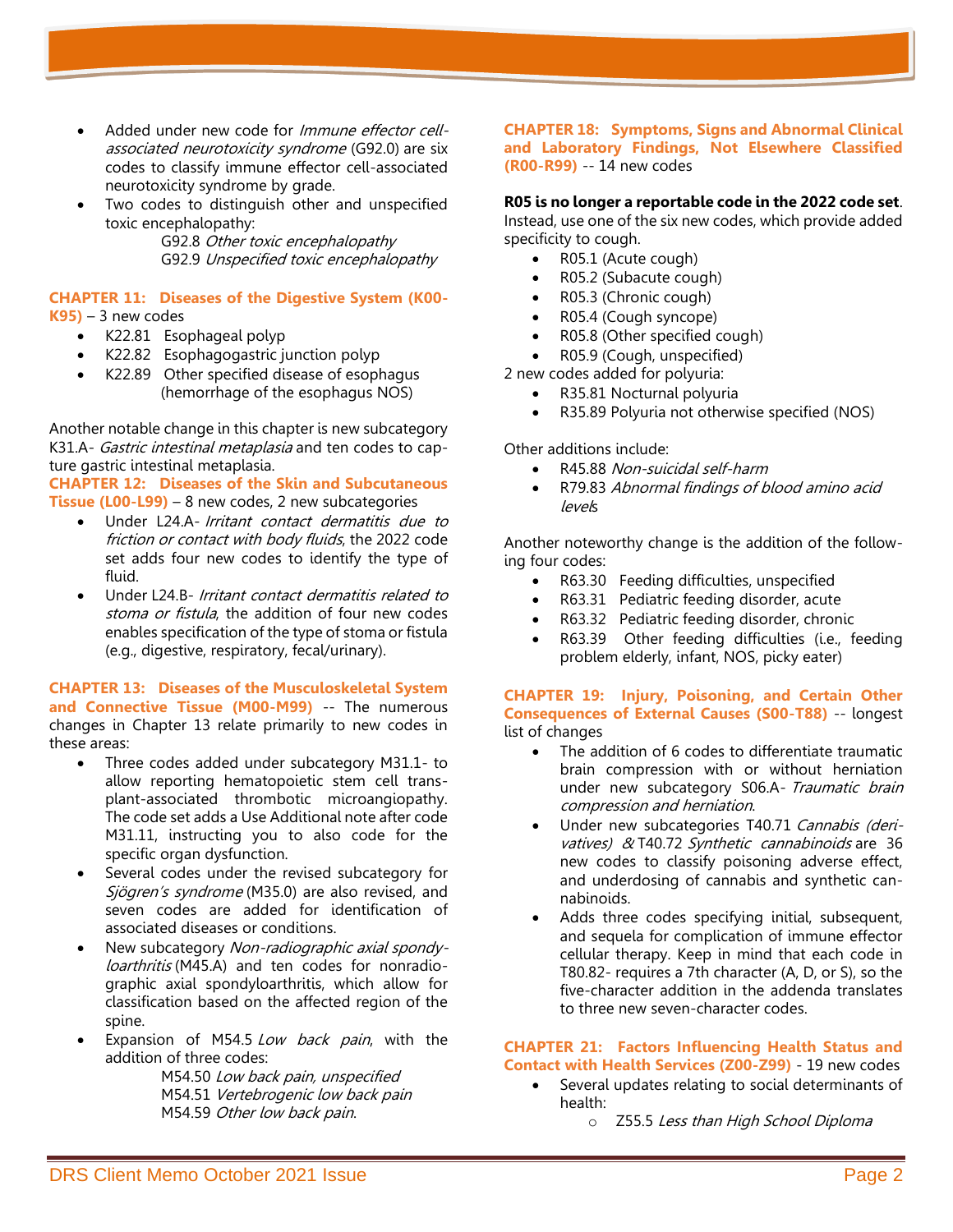- Added under new code for *Immune effector cell-associated neurotoxicity syndrome* (G92.0) are six codes to classify immune effector cell-associated neurotoxicity syndrome by grade.
- Two codes to distinguish other and unspecified toxic encephalopathy:

  G92.8 *Other toxic encephalopathy*
  G92.9 *Unspecified toxic encephalopathy*

**CHAPTER 11: Diseases of the Digestive System (K00-K95)** – 3 new codes

- K22.81 Esophageal polyp
- K22.82 Esophagogastric junction polyp
- K22.89 Other specified disease of esophagus (hemorrhage of the esophagus NOS)

Another notable change in this chapter is new subcategory K31.A- *Gastric intestinal metaplasia* and ten codes to capture gastric intestinal metaplasia.

**CHAPTER 12: Diseases of the Skin and Subcutaneous Tissue (L00-L99)** – 8 new codes, 2 new subcategories

- Under L24.A- *Irritant contact dermatitis due to friction or contact with body fluids*, the 2022 code set adds four new codes to identify the type of fluid.
- Under L24.B- *Irritant contact dermatitis related to stoma or fistula*, the addition of four new codes enables specification of the type of stoma or fistula (e.g., digestive, respiratory, fecal/urinary).

**CHAPTER 13: Diseases of the Musculoskeletal System and Connective Tissue (M00-M99)** -- The numerous changes in Chapter 13 relate primarily to new codes in these areas:

- Three codes added under subcategory M31.1- to allow reporting hematopoietic stem cell transplant-associated thrombotic microangiopathy. The code set adds a Use Additional note after code M31.11, instructing you to also code for the specific organ dysfunction.
- Several codes under the revised subcategory for *Sjögren's syndrome* (M35.0) are also revised, and seven codes are added for identification of associated diseases or conditions.
- New subcategory *Non-radiographic axial spondyloarthritis* (M45.A) and ten codes for nonradiographic axial spondyloarthritis, which allow for classification based on the affected region of the spine.
- Expansion of M54.5 *Low back pain*, with the addition of three codes:

  M54.50 *Low back pain, unspecified*
  M54.51 *Vertebrogenic low back pain*
  M54.59 *Other low back pain*.

**CHAPTER 18: Symptoms, Signs and Abnormal Clinical and Laboratory Findings, Not Elsewhere Classified (R00-R99)** -- 14 new codes

**R05 is no longer a reportable code in the 2022 code set**. Instead, use one of the six new codes, which provide added specificity to cough.

- R05.1 (Acute cough)
- R05.2 (Subacute cough)
- R05.3 (Chronic cough)
- R05.4 (Cough syncope)
- R05.8 (Other specified cough)
- R05.9 (Cough, unspecified)

2 new codes added for polyuria:

- R35.81 Nocturnal polyuria
- R35.89 Polyuria not otherwise specified (NOS)

Other additions include:

- R45.88 *Non-suicidal self-harm*
- R79.83 *Abnormal findings of blood amino acid levels*

Another noteworthy change is the addition of the following four codes:

- R63.30 Feeding difficulties, unspecified
- R63.31 Pediatric feeding disorder, acute
- R63.32 Pediatric feeding disorder, chronic
- R63.39 Other feeding difficulties (i.e., feeding problem elderly, infant, NOS, picky eater)

**CHAPTER 19: Injury, Poisoning, and Certain Other Consequences of External Causes (S00-T88)** -- longest list of changes

- The addition of 6 codes to differentiate traumatic brain compression with or without herniation under new subcategory S06.A- *Traumatic brain compression and herniation*.
- Under new subcategories T40.71 *Cannabis (derivatives)* & T40.72 *Synthetic cannabinoids* are 36 new codes to classify poisoning adverse effect, and underdosing of cannabis and synthetic cannabinoids.
- Adds three codes specifying initial, subsequent, and sequela for complication of immune effector cellular therapy. Keep in mind that each code in T80.82- requires a 7th character (A, D, or S), so the five-character addition in the addenda translates to three new seven-character codes.

**CHAPTER 21: Factors Influencing Health Status and Contact with Health Services (Z00-Z99)** - 19 new codes

- Several updates relating to social determinants of health:
  - Z55.5 *Less than High School Diploma*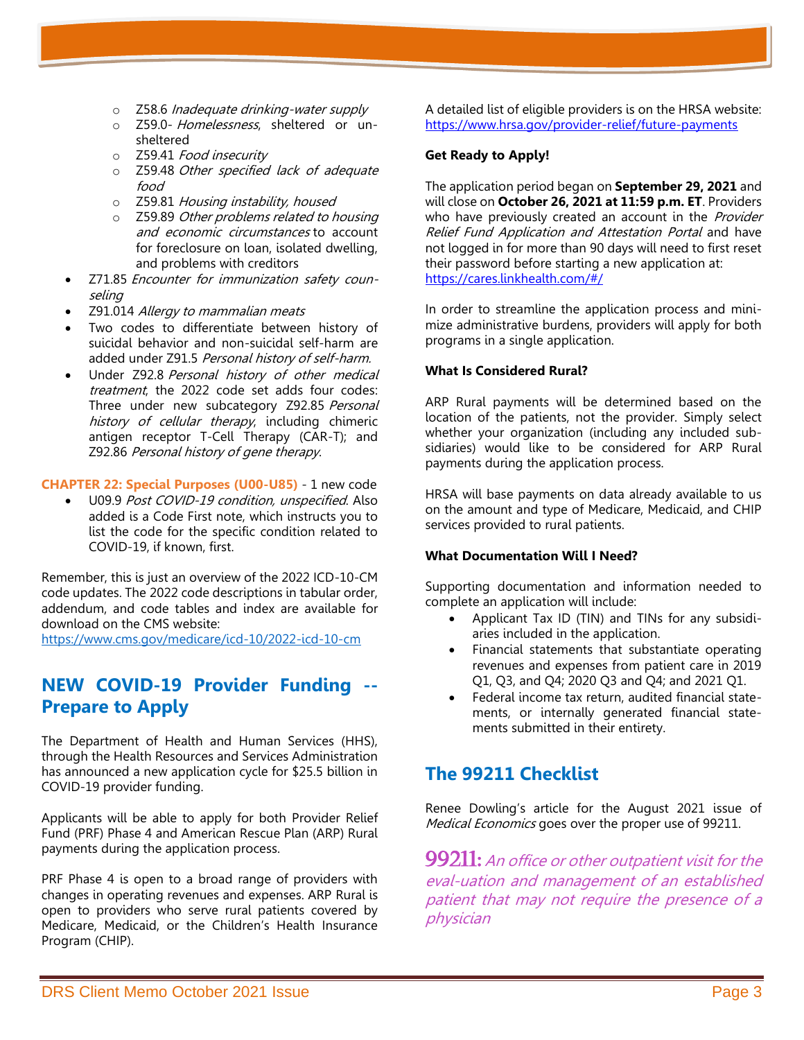- Z58.6 *Inadequate drinking-water supply*
  - Z59.0- *Homelessness*, sheltered or unsheltered
  - Z59.41 *Food insecurity*
  - Z59.48 *Other specified lack of adequate food*
  - Z59.81 *Housing instability, housed*
  - Z59.89 *Other problems related to housing and economic circumstances* to account for foreclosure on loan, isolated dwelling, and problems with creditors
- Z71.85 *Encounter for immunization safety counseling*
- Z91.014 *Allergy to mammalian meats*
- Two codes to differentiate between history of suicidal behavior and non-suicidal self-harm are added under Z91.5 *Personal history of self-harm.*
- Under Z92.8 *Personal history of other medical treatment*, the 2022 code set adds four codes: Three under new subcategory Z92.85 *Personal history of cellular therapy*, including chimeric antigen receptor T-Cell Therapy (CAR-T); and Z92.86 *Personal history of gene therapy.*

**CHAPTER 22: Special Purposes (U00-U85)** - 1 new code

- U09.9 *Post COVID-19 condition, unspecified*. Also added is a Code First note, which instructs you to list the code for the specific condition related to COVID-19, if known, first.

Remember, this is just an overview of the 2022 ICD-10-CM code updates. The 2022 code descriptions in tabular order, addendum, and code tables and index are available for download on the CMS website:
https://www.cms.gov/medicare/icd-10/2022-icd-10-cm

## NEW COVID-19 Provider Funding -- Prepare to Apply

The Department of Health and Human Services (HHS), through the Health Resources and Services Administration has announced a new application cycle for $25.5 billion in COVID-19 provider funding.

Applicants will be able to apply for both Provider Relief Fund (PRF) Phase 4 and American Rescue Plan (ARP) Rural payments during the application process.

PRF Phase 4 is open to a broad range of providers with changes in operating revenues and expenses. ARP Rural is open to providers who serve rural patients covered by Medicare, Medicaid, or the Children's Health Insurance Program (CHIP).

A detailed list of eligible providers is on the HRSA website: https://www.hrsa.gov/provider-relief/future-payments

**Get Ready to Apply!**

The application period began on **September 29, 2021** and will close on **October 26, 2021 at 11:59 p.m. ET**. Providers who have previously created an account in the *Provider Relief Fund Application and Attestation Portal* and have not logged in for more than 90 days will need to first reset their password before starting a new application at: https://cares.linkhealth.com/#/

In order to streamline the application process and minimize administrative burdens, providers will apply for both programs in a single application.

**What Is Considered Rural?**

ARP Rural payments will be determined based on the location of the patients, not the provider. Simply select whether your organization (including any included subsidiaries) would like to be considered for ARP Rural payments during the application process.

HRSA will base payments on data already available to us on the amount and type of Medicare, Medicaid, and CHIP services provided to rural patients.

**What Documentation Will I Need?**

Supporting documentation and information needed to complete an application will include:

- Applicant Tax ID (TIN) and TINs for any subsidiaries included in the application.
- Financial statements that substantiate operating revenues and expenses from patient care in 2019 Q1, Q3, and Q4; 2020 Q3 and Q4; and 2021 Q1.
- Federal income tax return, audited financial statements, or internally generated financial statements submitted in their entirety.

## The 99211 Checklist

Renee Dowling's article for the August 2021 issue of *Medical Economics* goes over the proper use of 99211.

**99211:** *An office or other outpatient visit for the eval-uation and management of an established patient that may not require the presence of a physician*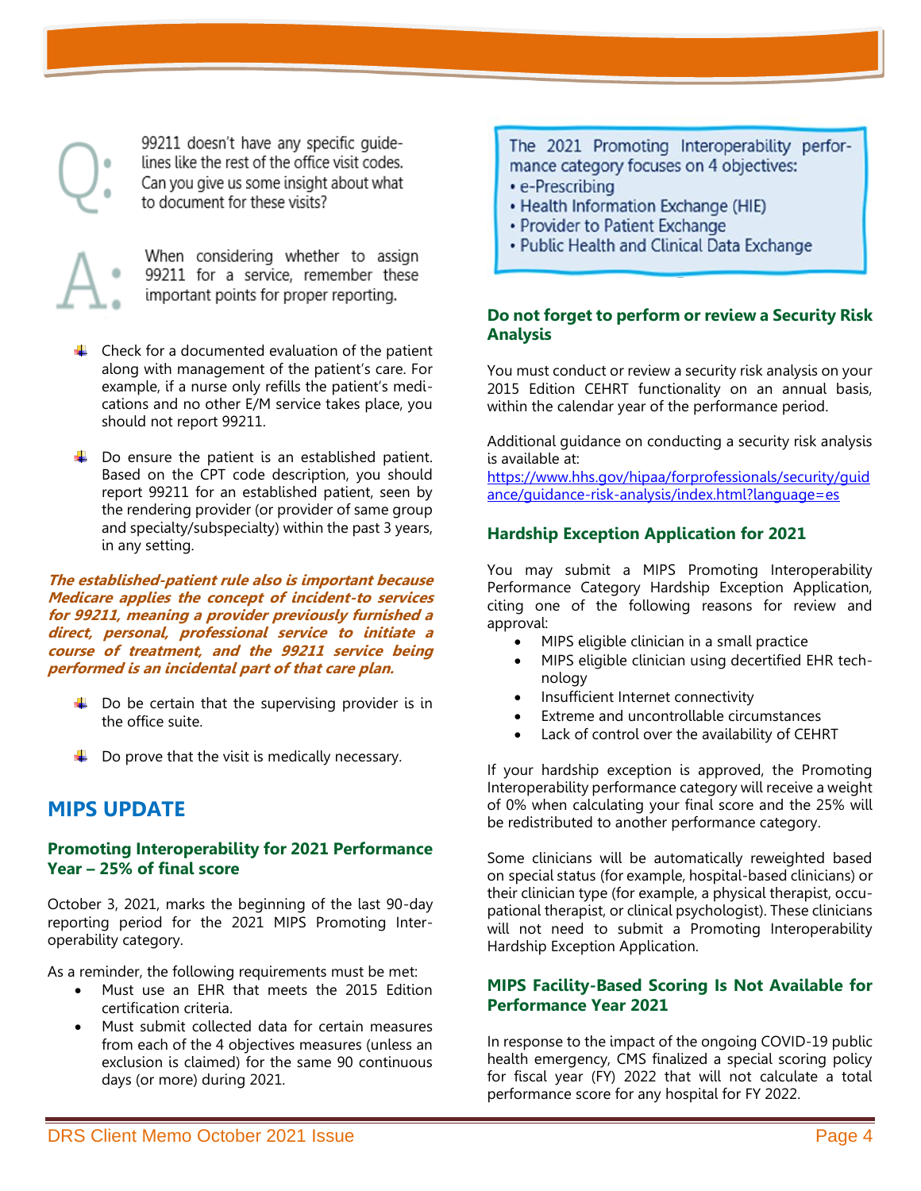**Q:** 99211 doesn't have any specific guidelines like the rest of the office visit codes. Can you give us some insight about what to document for these visits?

**A:** When considering whether to assign 99211 for a service, remember these important points for proper reporting.

- Check for a documented evaluation of the patient along with management of the patient's care. For example, if a nurse only refills the patient's medications and no other E/M service takes place, you should not report 99211.
- Do ensure the patient is an established patient. Based on the CPT code description, you should report 99211 for an established patient, seen by the rendering provider (or provider of same group and specialty/subspecialty) within the past 3 years, in any setting.

***The established-patient rule also is important because Medicare applies the concept of incident-to services for 99211, meaning a provider previously furnished a direct, personal, professional service to initiate a course of treatment, and the 99211 service being performed is an incidental part of that care plan.***

- Do be certain that the supervising provider is in the office suite.
- Do prove that the visit is medically necessary.

## MIPS UPDATE

### Promoting Interoperability for 2021 Performance Year – 25% of final score

October 3, 2021, marks the beginning of the last 90-day reporting period for the 2021 MIPS Promoting Interoperability category.

As a reminder, the following requirements must be met:

- Must use an EHR that meets the 2015 Edition certification criteria.
- Must submit collected data for certain measures from each of the 4 objectives measures (unless an exclusion is claimed) for the same 90 continuous days (or more) during 2021.

The 2021 Promoting Interoperability performance category focuses on 4 objectives:

- e-Prescribing
- Health Information Exchange (HIE)
- Provider to Patient Exchange
- Public Health and Clinical Data Exchange

### Do not forget to perform or review a Security Risk Analysis

You must conduct or review a security risk analysis on your 2015 Edition CEHRT functionality on an annual basis, within the calendar year of the performance period.

Additional guidance on conducting a security risk analysis is available at:
https://www.hhs.gov/hipaa/forprofessionals/security/guidance/guidance-risk-analysis/index.html?language=es

### Hardship Exception Application for 2021

You may submit a MIPS Promoting Interoperability Performance Category Hardship Exception Application, citing one of the following reasons for review and approval:

- MIPS eligible clinician in a small practice
- MIPS eligible clinician using decertified EHR technology
- Insufficient Internet connectivity
- Extreme and uncontrollable circumstances
- Lack of control over the availability of CEHRT

If your hardship exception is approved, the Promoting Interoperability performance category will receive a weight of 0% when calculating your final score and the 25% will be redistributed to another performance category.

Some clinicians will be automatically reweighted based on special status (for example, hospital-based clinicians) or their clinician type (for example, a physical therapist, occupational therapist, or clinical psychologist). These clinicians will not need to submit a Promoting Interoperability Hardship Exception Application.

### MIPS Facility-Based Scoring Is Not Available for Performance Year 2021

In response to the impact of the ongoing COVID-19 public health emergency, CMS finalized a special scoring policy for fiscal year (FY) 2022 that will not calculate a total performance score for any hospital for FY 2022.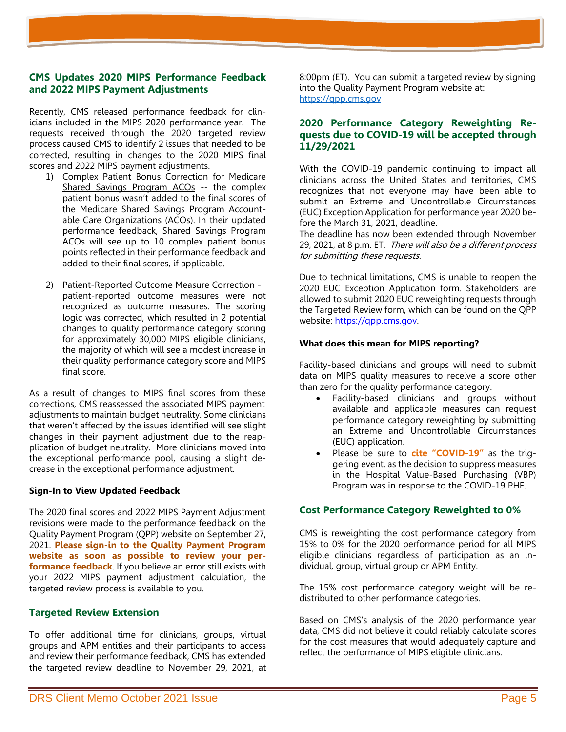## CMS Updates 2020 MIPS Performance Feedback and 2022 MIPS Payment Adjustments

Recently, CMS released performance feedback for clinicians included in the MIPS 2020 performance year. The requests received through the 2020 targeted review process caused CMS to identify 2 issues that needed to be corrected, resulting in changes to the 2020 MIPS final scores and 2022 MIPS payment adjustments.

1) Complex Patient Bonus Correction for Medicare Shared Savings Program ACOs -- the complex patient bonus wasn't added to the final scores of the Medicare Shared Savings Program Accountable Care Organizations (ACOs). In their updated performance feedback, Shared Savings Program ACOs will see up to 10 complex patient bonus points reflected in their performance feedback and added to their final scores, if applicable.

2) Patient-Reported Outcome Measure Correction - patient-reported outcome measures were not recognized as outcome measures. The scoring logic was corrected, which resulted in 2 potential changes to quality performance category scoring for approximately 30,000 MIPS eligible clinicians, the majority of which will see a modest increase in their quality performance category score and MIPS final score.

As a result of changes to MIPS final scores from these corrections, CMS reassessed the associated MIPS payment adjustments to maintain budget neutrality. Some clinicians that weren't affected by the issues identified will see slight changes in their payment adjustment due to the reapplication of budget neutrality. More clinicians moved into the exceptional performance pool, causing a slight decrease in the exceptional performance adjustment.

**Sign-In to View Updated Feedback**

The 2020 final scores and 2022 MIPS Payment Adjustment revisions were made to the performance feedback on the Quality Payment Program (QPP) website on September 27, 2021. **Please sign-in to the Quality Payment Program website as soon as possible to review your performance feedback**. If you believe an error still exists with your 2022 MIPS payment adjustment calculation, the targeted review process is available to you.

## Targeted Review Extension

To offer additional time for clinicians, groups, virtual groups and APM entities and their participants to access and review their performance feedback, CMS has extended the targeted review deadline to November 29, 2021, at 8:00pm (ET). You can submit a targeted review by signing into the Quality Payment Program website at: https://qpp.cms.gov

## 2020 Performance Category Reweighting Requests due to COVID-19 will be accepted through 11/29/2021

With the COVID-19 pandemic continuing to impact all clinicians across the United States and territories, CMS recognizes that not everyone may have been able to submit an Extreme and Uncontrollable Circumstances (EUC) Exception Application for performance year 2020 before the March 31, 2021, deadline.

The deadline has now been extended through November 29, 2021, at 8 p.m. ET. *There will also be a different process for submitting these requests*.

Due to technical limitations, CMS is unable to reopen the 2020 EUC Exception Application form. Stakeholders are allowed to submit 2020 EUC reweighting requests through the Targeted Review form, which can be found on the QPP website: https://qpp.cms.gov.

**What does this mean for MIPS reporting?**

Facility-based clinicians and groups will need to submit data on MIPS quality measures to receive a score other than zero for the quality performance category.

- Facility-based clinicians and groups without available and applicable measures can request performance category reweighting by submitting an Extreme and Uncontrollable Circumstances (EUC) application.
- Please be sure to **cite "COVID-19"** as the triggering event, as the decision to suppress measures in the Hospital Value-Based Purchasing (VBP) Program was in response to the COVID-19 PHE.

## Cost Performance Category Reweighted to 0%

CMS is reweighting the cost performance category from 15% to 0% for the 2020 performance period for all MIPS eligible clinicians regardless of participation as an individual, group, virtual group or APM Entity.

The 15% cost performance category weight will be redistributed to other performance categories.

Based on CMS's analysis of the 2020 performance year data, CMS did not believe it could reliably calculate scores for the cost measures that would adequately capture and reflect the performance of MIPS eligible clinicians.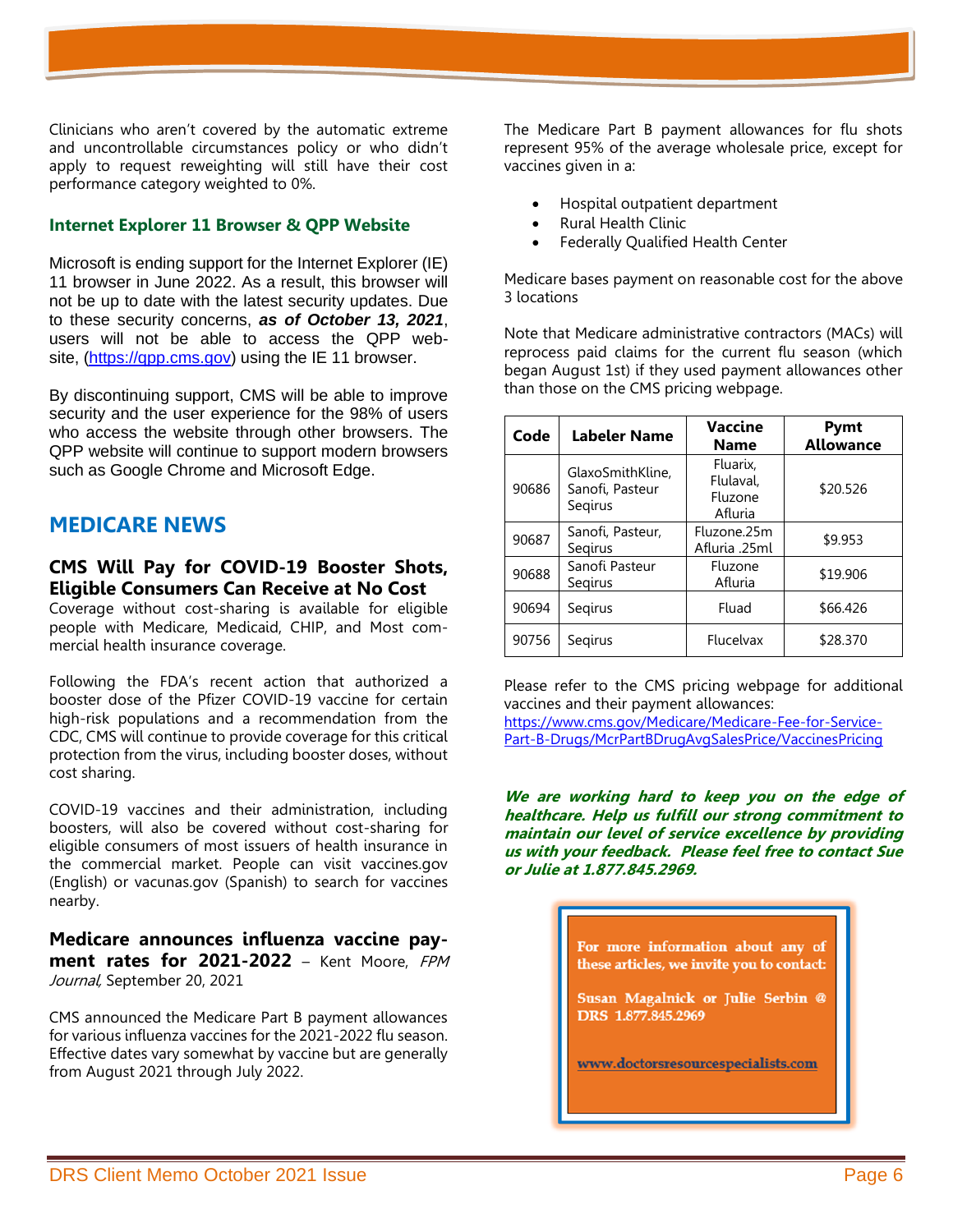Clinicians who aren't covered by the automatic extreme and uncontrollable circumstances policy or who didn't apply to request reweighting will still have their cost performance category weighted to 0%.

### Internet Explorer 11 Browser & QPP Website

Microsoft is ending support for the Internet Explorer (IE) 11 browser in June 2022. As a result, this browser will not be up to date with the latest security updates. Due to these security concerns, ***as of October 13, 2021***, users will not be able to access the QPP web-site, (https://qpp.cms.gov) using the IE 11 browser.

By discontinuing support, CMS will be able to improve security and the user experience for the 98% of users who access the website through other browsers. The QPP website will continue to support modern browsers such as Google Chrome and Microsoft Edge.

## MEDICARE NEWS

### CMS Will Pay for COVID-19 Booster Shots, Eligible Consumers Can Receive at No Cost

Coverage without cost-sharing is available for eligible people with Medicare, Medicaid, CHIP, and Most commercial health insurance coverage.

Following the FDA's recent action that authorized a booster dose of the Pfizer COVID-19 vaccine for certain high-risk populations and a recommendation from the CDC, CMS will continue to provide coverage for this critical protection from the virus, including booster doses, without cost sharing.

COVID-19 vaccines and their administration, including boosters, will also be covered without cost-sharing for eligible consumers of most issuers of health insurance in the commercial market. People can visit vaccines.gov (English) or vacunas.gov (Spanish) to search for vaccines nearby.

### Medicare announces influenza vaccine payment rates for 2021-2022

– Kent Moore, *FPM Journal*, September 20, 2021

CMS announced the Medicare Part B payment allowances for various influenza vaccines for the 2021-2022 flu season. Effective dates vary somewhat by vaccine but are generally from August 2021 through July 2022.

The Medicare Part B payment allowances for flu shots represent 95% of the average wholesale price, except for vaccines given in a:

- Hospital outpatient department
- Rural Health Clinic
- Federally Qualified Health Center

Medicare bases payment on reasonable cost for the above 3 locations

Note that Medicare administrative contractors (MACs) will reprocess paid claims for the current flu season (which began August 1st) if they used payment allowances other than those on the CMS pricing webpage.

| Code | Labeler Name | Vaccine Name | Pymt Allowance |
|---|---|---|---|
| 90686 | GlaxoSmithKline, Sanofi, Pasteur Seqirus | Fluarix, Flulaval, Fluzone Afluria | $20.526 |
| 90687 | Sanofi, Pasteur, Seqirus | Fluzone.25m Afluria .25ml | $9.953 |
| 90688 | Sanofi Pasteur Seqirus | Fluzone Afluria | $19.906 |
| 90694 | Seqirus | Fluad | $66.426 |
| 90756 | Seqirus | Flucelvax | $28.370 |

Please refer to the CMS pricing webpage for additional vaccines and their payment allowances: https://www.cms.gov/Medicare/Medicare-Fee-for-Service-Part-B-Drugs/McrPartBDrugAvgSalesPrice/VaccinesPricing

***We are working hard to keep you on the edge of healthcare. Help us fulfill our strong commitment to maintain our level of service excellence by providing us with your feedback. Please feel free to contact Sue or Julie at 1.877.845.2969.***

**For more information about any of these articles, we invite you to contact:**

**Susan Magalnick or Julie Serbin @ DRS 1.877.845.2969**

**www.doctorsresourcespecialists.com**